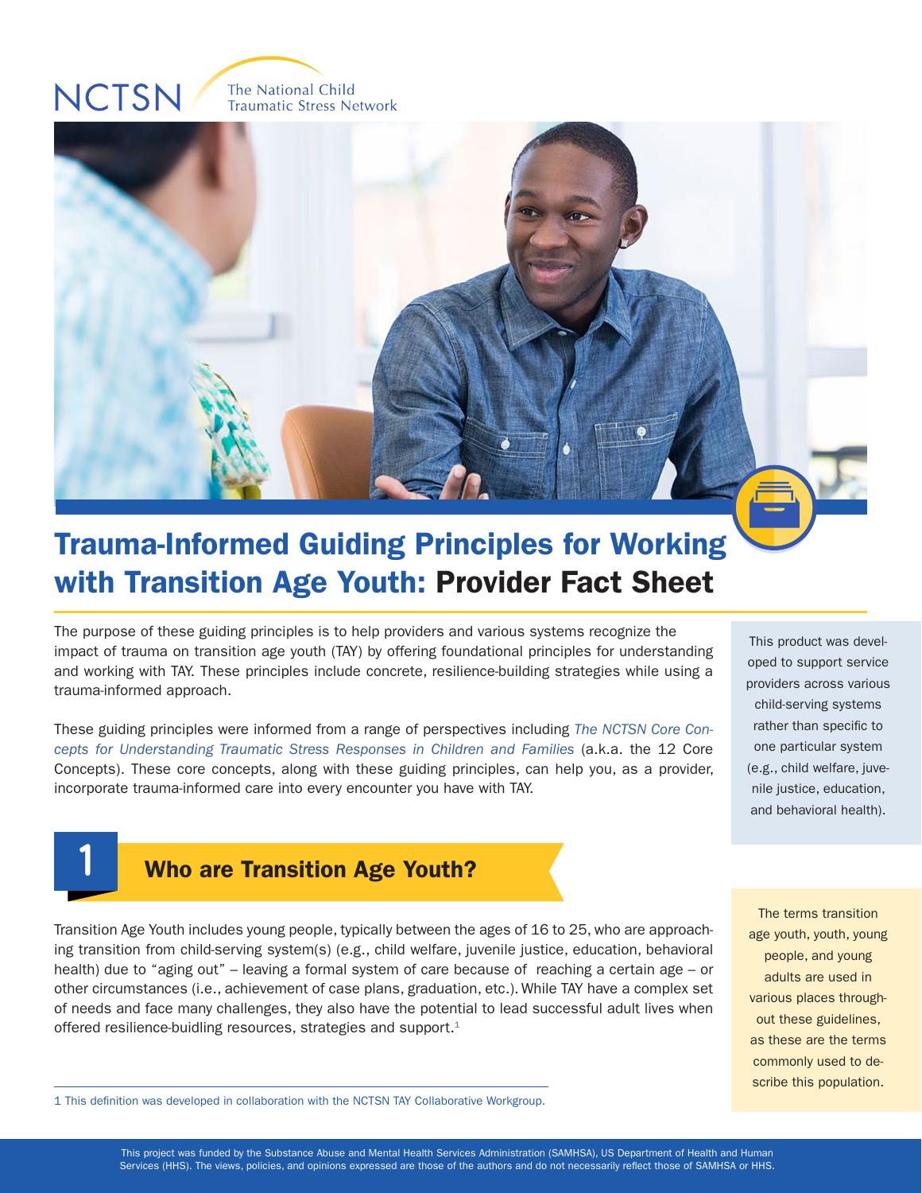NCTSN The National Child Traumatic Stress Network

# Trauma-Informed Guiding Principles for Working with Transition Age Youth: Provider Fact Sheet

The purpose of these guiding principles is to help providers and various systems recognize the impact of trauma on transition age youth (TAY) by offering foundational principles for understanding and working with TAY. These principles include concrete, resilience-building strategies while using a trauma-informed approach.

These guiding principles were informed from a range of perspectives including *The NCTSN Core Concepts for Understanding Traumatic Stress Responses in Children and Families* (a.k.a. the 12 Core Concepts). These core concepts, along with these guiding principles, can help you, as a provider, incorporate trauma-informed care into every encounter you have with TAY.

This product was developed to support service providers across various child-serving systems rather than specific to one particular system (e.g., child welfare, juvenile justice, education, and behavioral health).

## 1 Who are Transition Age Youth?

Transition Age Youth includes young people, typically between the ages of 16 to 25, who are approaching transition from child-serving system(s) (e.g., child welfare, juvenile justice, education, behavioral health) due to "aging out" – leaving a formal system of care because of reaching a certain age – or other circumstances (i.e., achievement of case plans, graduation, etc.). While TAY have a complex set of needs and face many challenges, they also have the potential to lead successful adult lives when offered resilience-buidling resources, strategies and support.[1]

The terms transition age youth, youth, young people, and young adults are used in various places throughout these guidelines, as these are the terms commonly used to describe this population.

1 This definition was developed in collaboration with the NCTSN TAY Collaborative Workgroup.

This project was funded by the Substance Abuse and Mental Health Services Administration (SAMHSA), US Department of Health and Human Services (HHS). The views, policies, and opinions expressed are those of the authors and do not necessarily reflect those of SAMHSA or HHS.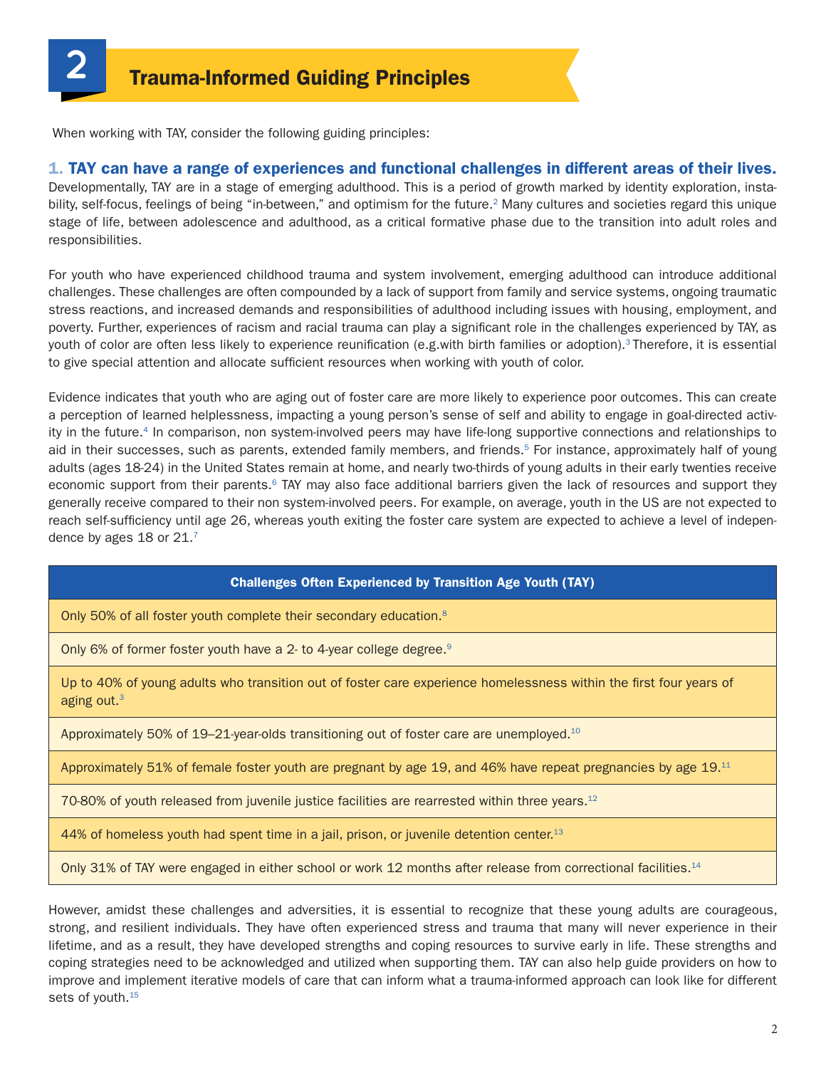# 2 Trauma-Informed Guiding Principles

When working with TAY, consider the following guiding principles:

### 1. TAY can have a range of experiences and functional challenges in different areas of their lives.

Developmentally, TAY are in a stage of emerging adulthood. This is a period of growth marked by identity exploration, instability, self-focus, feelings of being "in-between," and optimism for the future.[2] Many cultures and societies regard this unique stage of life, between adolescence and adulthood, as a critical formative phase due to the transition into adult roles and responsibilities.

For youth who have experienced childhood trauma and system involvement, emerging adulthood can introduce additional challenges. These challenges are often compounded by a lack of support from family and service systems, ongoing traumatic stress reactions, and increased demands and responsibilities of adulthood including issues with housing, employment, and poverty. Further, experiences of racism and racial trauma can play a significant role in the challenges experienced by TAY, as youth of color are often less likely to experience reunification (e.g.with birth families or adoption).[3] Therefore, it is essential to give special attention and allocate sufficient resources when working with youth of color.

Evidence indicates that youth who are aging out of foster care are more likely to experience poor outcomes. This can create a perception of learned helplessness, impacting a young person's sense of self and ability to engage in goal-directed activity in the future.[4] In comparison, non system-involved peers may have life-long supportive connections and relationships to aid in their successes, such as parents, extended family members, and friends.[5] For instance, approximately half of young adults (ages 18-24) in the United States remain at home, and nearly two-thirds of young adults in their early twenties receive economic support from their parents.[6] TAY may also face additional barriers given the lack of resources and support they generally receive compared to their non system-involved peers. For example, on average, youth in the US are not expected to reach self-sufficiency until age 26, whereas youth exiting the foster care system are expected to achieve a level of independence by ages 18 or 21.[7]

| Challenges Often Experienced by Transition Age Youth (TAY) |
|---|
| Only 50% of all foster youth complete their secondary education.[8] |
| Only 6% of former foster youth have a 2- to 4-year college degree.[9] |
| Up to 40% of young adults who transition out of foster care experience homelessness within the first four years of aging out.[3] |
| Approximately 50% of 19–21-year-olds transitioning out of foster care are unemployed.[10] |
| Approximately 51% of female foster youth are pregnant by age 19, and 46% have repeat pregnancies by age 19.[11] |
| 70-80% of youth released from juvenile justice facilities are rearrested within three years.[12] |
| 44% of homeless youth had spent time in a jail, prison, or juvenile detention center.[13] |
| Only 31% of TAY were engaged in either school or work 12 months after release from correctional facilities.[14] |

However, amidst these challenges and adversities, it is essential to recognize that these young adults are courageous, strong, and resilient individuals. They have often experienced stress and trauma that many will never experience in their lifetime, and as a result, they have developed strengths and coping resources to survive early in life. These strengths and coping strategies need to be acknowledged and utilized when supporting them. TAY can also help guide providers on how to improve and implement iterative models of care that can inform what a trauma-informed approach can look like for different sets of youth.[15]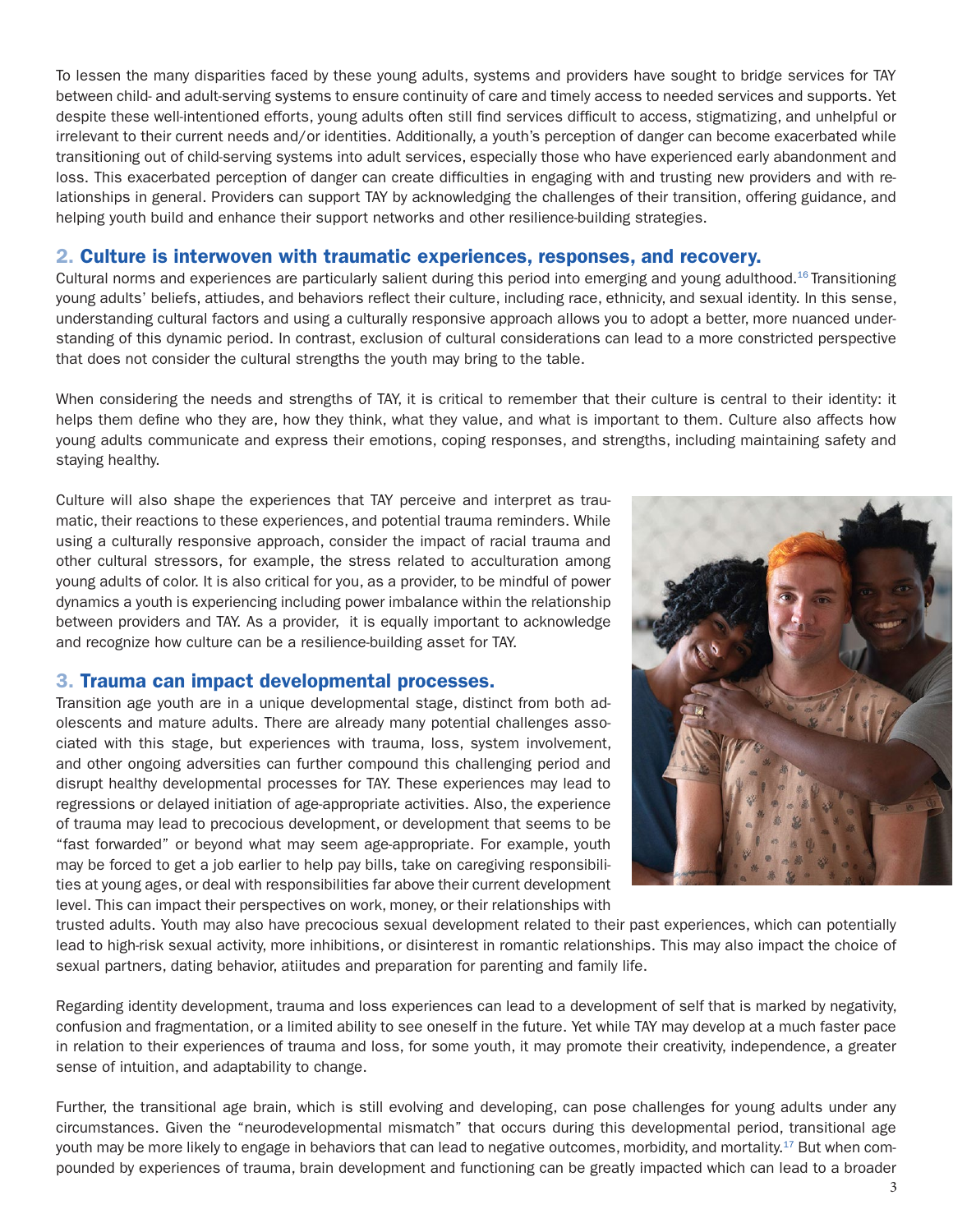To lessen the many disparities faced by these young adults, systems and providers have sought to bridge services for TAY between child- and adult-serving systems to ensure continuity of care and timely access to needed services and supports. Yet despite these well-intentioned efforts, young adults often still find services difficult to access, stigmatizing, and unhelpful or irrelevant to their current needs and/or identities. Additionally, a youth's perception of danger can become exacerbated while transitioning out of child-serving systems into adult services, especially those who have experienced early abandonment and loss. This exacerbated perception of danger can create difficulties in engaging with and trusting new providers and with relationships in general. Providers can support TAY by acknowledging the challenges of their transition, offering guidance, and helping youth build and enhance their support networks and other resilience-building strategies.

## 2. Culture is interwoven with traumatic experiences, responses, and recovery.

Cultural norms and experiences are particularly salient during this period into emerging and young adulthood.[16] Transitioning young adults' beliefs, attiudes, and behaviors reflect their culture, including race, ethnicity, and sexual identity. In this sense, understanding cultural factors and using a culturally responsive approach allows you to adopt a better, more nuanced understanding of this dynamic period. In contrast, exclusion of cultural considerations can lead to a more constricted perspective that does not consider the cultural strengths the youth may bring to the table.

When considering the needs and strengths of TAY, it is critical to remember that their culture is central to their identity: it helps them define who they are, how they think, what they value, and what is important to them. Culture also affects how young adults communicate and express their emotions, coping responses, and strengths, including maintaining safety and staying healthy.

Culture will also shape the experiences that TAY perceive and interpret as traumatic, their reactions to these experiences, and potential trauma reminders. While using a culturally responsive approach, consider the impact of racial trauma and other cultural stressors, for example, the stress related to acculturation among young adults of color. It is also critical for you, as a provider, to be mindful of power dynamics a youth is experiencing including power imbalance within the relationship between providers and TAY. As a provider, it is equally important to acknowledge and recognize how culture can be a resilience-building asset for TAY.

## 3. Trauma can impact developmental processes.

Transition age youth are in a unique developmental stage, distinct from both adolescents and mature adults. There are already many potential challenges associated with this stage, but experiences with trauma, loss, system involvement, and other ongoing adversities can further compound this challenging period and disrupt healthy developmental processes for TAY. These experiences may lead to regressions or delayed initiation of age-appropriate activities. Also, the experience of trauma may lead to precocious development, or development that seems to be "fast forwarded" or beyond what may seem age-appropriate. For example, youth may be forced to get a job earlier to help pay bills, take on caregiving responsibilities at young ages, or deal with responsibilities far above their current development level. This can impact their perspectives on work, money, or their relationships with trusted adults. Youth may also have precocious sexual development related to their past experiences, which can potentially lead to high-risk sexual activity, more inhibitions, or disinterest in romantic relationships. This may also impact the choice of sexual partners, dating behavior, atiitudes and preparation for parenting and family life.

Regarding identity development, trauma and loss experiences can lead to a development of self that is marked by negativity, confusion and fragmentation, or a limited ability to see oneself in the future. Yet while TAY may develop at a much faster pace in relation to their experiences of trauma and loss, for some youth, it may promote their creativity, independence, a greater sense of intuition, and adaptability to change.

Further, the transitional age brain, which is still evolving and developing, can pose challenges for young adults under any circumstances. Given the "neurodevelopmental mismatch" that occurs during this developmental period, transitional age youth may be more likely to engage in behaviors that can lead to negative outcomes, morbidity, and mortality.[17] But when compounded by experiences of trauma, brain development and functioning can be greatly impacted which can lead to a broader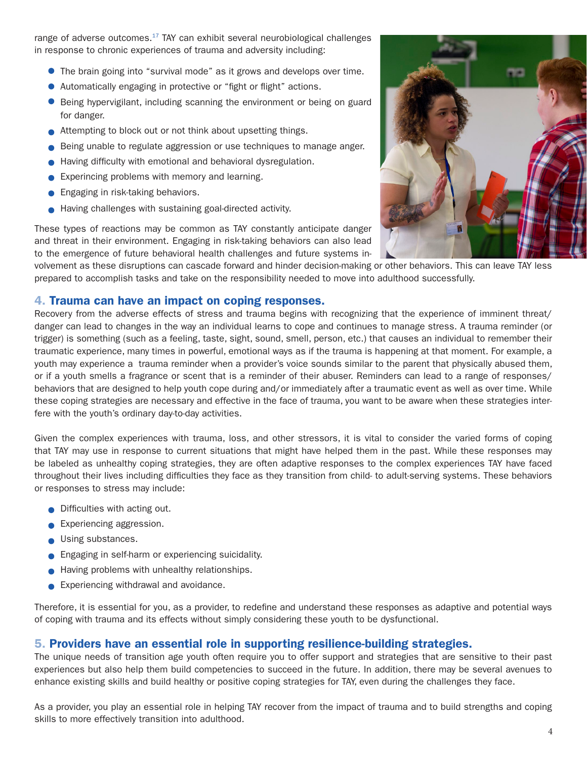range of adverse outcomes.[17] TAY can exhibit several neurobiological challenges in response to chronic experiences of trauma and adversity including:

- The brain going into "survival mode" as it grows and develops over time.
- Automatically engaging in protective or "fight or flight" actions.
- Being hypervigilant, including scanning the environment or being on guard for danger.
- Attempting to block out or not think about upsetting things.
- Being unable to regulate aggression or use techniques to manage anger.
- Having difficulty with emotional and behavioral dysregulation.
- Experincing problems with memory and learning.
- Engaging in risk-taking behaviors.
- Having challenges with sustaining goal-directed activity.

These types of reactions may be common as TAY constantly anticipate danger and threat in their environment. Engaging in risk-taking behaviors can also lead to the emergence of future behavioral health challenges and future systems involvement as these disruptions can cascade forward and hinder decision-making or other behaviors. This can leave TAY less prepared to accomplish tasks and take on the responsibility needed to move into adulthood successfully.

## 4. Trauma can have an impact on coping responses.

Recovery from the adverse effects of stress and trauma begins with recognizing that the experience of imminent threat/danger can lead to changes in the way an individual learns to cope and continues to manage stress. A trauma reminder (or trigger) is something (such as a feeling, taste, sight, sound, smell, person, etc.) that causes an individual to remember their traumatic experience, many times in powerful, emotional ways as if the trauma is happening at that moment. For example, a youth may experience a trauma reminder when a provider's voice sounds similar to the parent that physically abused them, or if a youth smells a fragrance or scent that is a reminder of their abuser. Reminders can lead to a range of responses/behaviors that are designed to help youth cope during and/or immediately after a traumatic event as well as over time. While these coping strategies are necessary and effective in the face of trauma, you want to be aware when these strategies interfere with the youth's ordinary day-to-day activities.

Given the complex experiences with trauma, loss, and other stressors, it is vital to consider the varied forms of coping that TAY may use in response to current situations that might have helped them in the past. While these responses may be labeled as unhealthy coping strategies, they are often adaptive responses to the complex experiences TAY have faced throughout their lives including difficulties they face as they transition from child- to adult-serving systems. These behaviors or responses to stress may include:

- Difficulties with acting out.
- Experiencing aggression.
- Using substances.
- Engaging in self-harm or experiencing suicidality.
- Having problems with unhealthy relationships.
- Experiencing withdrawal and avoidance.

Therefore, it is essential for you, as a provider, to redefine and understand these responses as adaptive and potential ways of coping with trauma and its effects without simply considering these youth to be dysfunctional.

## 5. Providers have an essential role in supporting resilience-building strategies.

The unique needs of transition age youth often require you to offer support and strategies that are sensitive to their past experiences but also help them build competencies to succeed in the future. In addition, there may be several avenues to enhance existing skills and build healthy or positive coping strategies for TAY, even during the challenges they face.

As a provider, you play an essential role in helping TAY recover from the impact of trauma and to build strengths and coping skills to more effectively transition into adulthood.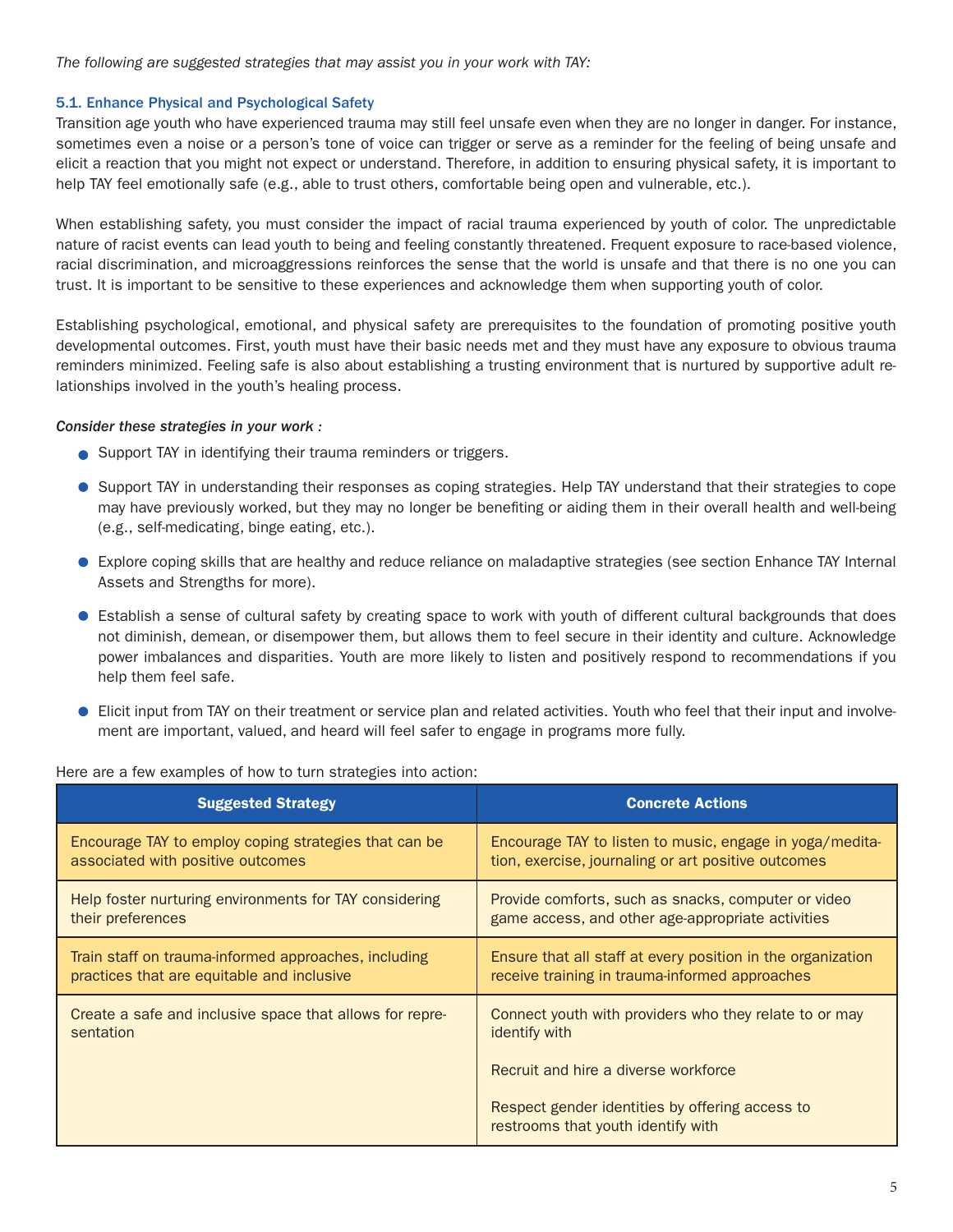*The following are suggested strategies that may assist you in your work with TAY:*

### 5.1. Enhance Physical and Psychological Safety

Transition age youth who have experienced trauma may still feel unsafe even when they are no longer in danger. For instance, sometimes even a noise or a person's tone of voice can trigger or serve as a reminder for the feeling of being unsafe and elicit a reaction that you might not expect or understand. Therefore, in addition to ensuring physical safety, it is important to help TAY feel emotionally safe (e.g., able to trust others, comfortable being open and vulnerable, etc.).

When establishing safety, you must consider the impact of racial trauma experienced by youth of color. The unpredictable nature of racist events can lead youth to being and feeling constantly threatened. Frequent exposure to race-based violence, racial discrimination, and microaggressions reinforces the sense that the world is unsafe and that there is no one you can trust. It is important to be sensitive to these experiences and acknowledge them when supporting youth of color.

Establishing psychological, emotional, and physical safety are prerequisites to the foundation of promoting positive youth developmental outcomes. First, youth must have their basic needs met and they must have any exposure to obvious trauma reminders minimized. Feeling safe is also about establishing a trusting environment that is nurtured by supportive adult relationships involved in the youth's healing process.

***Consider these strategies in your work :***

- Support TAY in identifying their trauma reminders or triggers.
- Support TAY in understanding their responses as coping strategies. Help TAY understand that their strategies to cope may have previously worked, but they may no longer be benefiting or aiding them in their overall health and well-being (e.g., self-medicating, binge eating, etc.).
- Explore coping skills that are healthy and reduce reliance on maladaptive strategies (see section Enhance TAY Internal Assets and Strengths for more).
- Establish a sense of cultural safety by creating space to work with youth of different cultural backgrounds that does not diminish, demean, or disempower them, but allows them to feel secure in their identity and culture. Acknowledge power imbalances and disparities. Youth are more likely to listen and positively respond to recommendations if you help them feel safe.
- Elicit input from TAY on their treatment or service plan and related activities. Youth who feel that their input and involvement are important, valued, and heard will feel safer to engage in programs more fully.

Here are a few examples of how to turn strategies into action:

| Suggested Strategy | Concrete Actions |
| --- | --- |
| Encourage TAY to employ coping strategies that can be associated with positive outcomes | Encourage TAY to listen to music, engage in yoga/meditation, exercise, journaling or art positive outcomes |
| Help foster nurturing environments for TAY considering their preferences | Provide comforts, such as snacks, computer or video game access, and other age-appropriate activities |
| Train staff on trauma-informed approaches, including practices that are equitable and inclusive | Ensure that all staff at every position in the organization receive training in trauma-informed approaches |
| Create a safe and inclusive space that allows for representation | Connect youth with providers who they relate to or may identify with<br><br>Recruit and hire a diverse workforce<br><br>Respect gender identities by offering access to restrooms that youth identify with |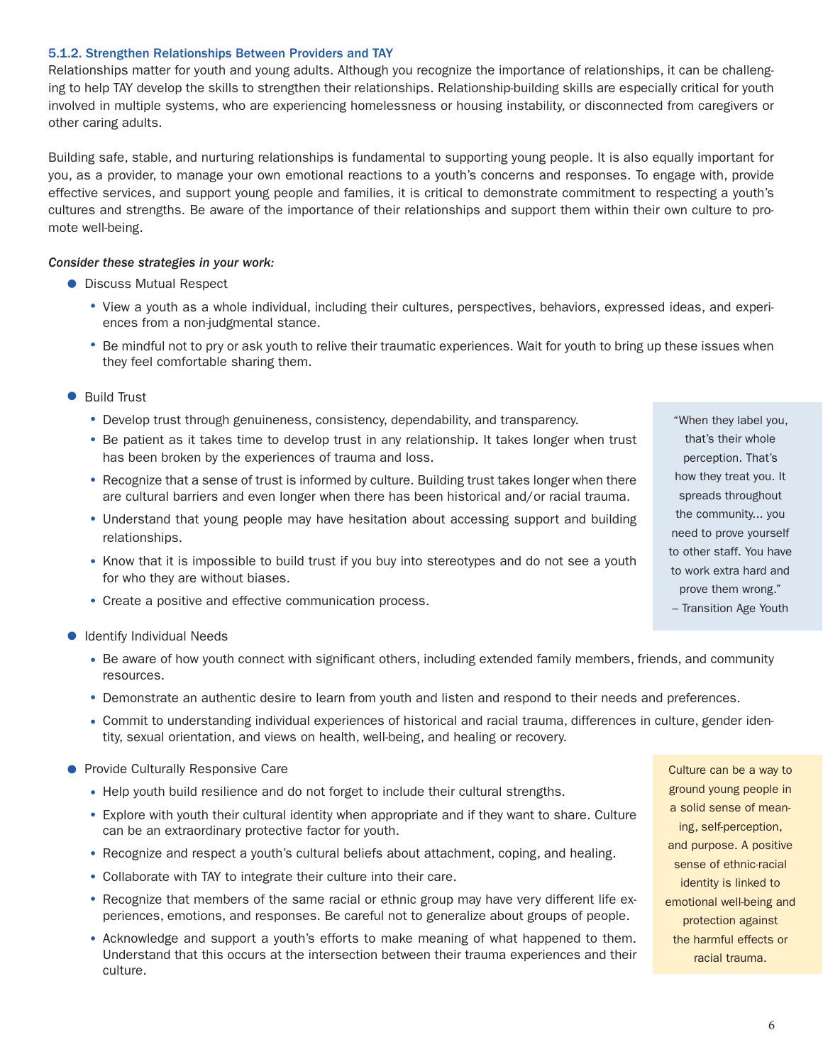### 5.1.2. Strengthen Relationships Between Providers and TAY

Relationships matter for youth and young adults. Although you recognize the importance of relationships, it can be challenging to help TAY develop the skills to strengthen their relationships. Relationship-building skills are especially critical for youth involved in multiple systems, who are experiencing homelessness or housing instability, or disconnected from caregivers or other caring adults.

Building safe, stable, and nurturing relationships is fundamental to supporting young people. It is also equally important for you, as a provider, to manage your own emotional reactions to a youth's concerns and responses. To engage with, provide effective services, and support young people and families, it is critical to demonstrate commitment to respecting a youth's cultures and strengths. Be aware of the importance of their relationships and support them within their own culture to promote well-being.

***Consider these strategies in your work:***

- Discuss Mutual Respect
  - View a youth as a whole individual, including their cultures, perspectives, behaviors, expressed ideas, and experiences from a non-judgmental stance.
  - Be mindful not to pry or ask youth to relive their traumatic experiences. Wait for youth to bring up these issues when they feel comfortable sharing them.

- Build Trust
  - Develop trust through genuineness, consistency, dependability, and transparency.
  - Be patient as it takes time to develop trust in any relationship. It takes longer when trust has been broken by the experiences of trauma and loss.
  - Recognize that a sense of trust is informed by culture. Building trust takes longer when there are cultural barriers and even longer when there has been historical and/or racial trauma.
  - Understand that young people may have hesitation about accessing support and building relationships.
  - Know that it is impossible to build trust if you buy into stereotypes and do not see a youth for who they are without biases.
  - Create a positive and effective communication process.

> "When they label you, that's their whole perception. That's how they treat you. It spreads throughout the community… you need to prove yourself to other staff. You have to work extra hard and prove them wrong."
> – Transition Age Youth

- Identify Individual Needs
  - Be aware of how youth connect with significant others, including extended family members, friends, and community resources.
  - Demonstrate an authentic desire to learn from youth and listen and respond to their needs and preferences.
  - Commit to understanding individual experiences of historical and racial trauma, differences in culture, gender identity, sexual orientation, and views on health, well-being, and healing or recovery.

- Provide Culturally Responsive Care
  - Help youth build resilience and do not forget to include their cultural strengths.
  - Explore with youth their cultural identity when appropriate and if they want to share. Culture can be an extraordinary protective factor for youth.
  - Recognize and respect a youth's cultural beliefs about attachment, coping, and healing.
  - Collaborate with TAY to integrate their culture into their care.
  - Recognize that members of the same racial or ethnic group may have very different life experiences, emotions, and responses. Be careful not to generalize about groups of people.
  - Acknowledge and support a youth's efforts to make meaning of what happened to them. Understand that this occurs at the intersection between their trauma experiences and their culture.

> Culture can be a way to ground young people in a solid sense of meaning, self-perception, and purpose. A positive sense of ethnic-racial identity is linked to emotional well-being and protection against the harmful effects or racial trauma.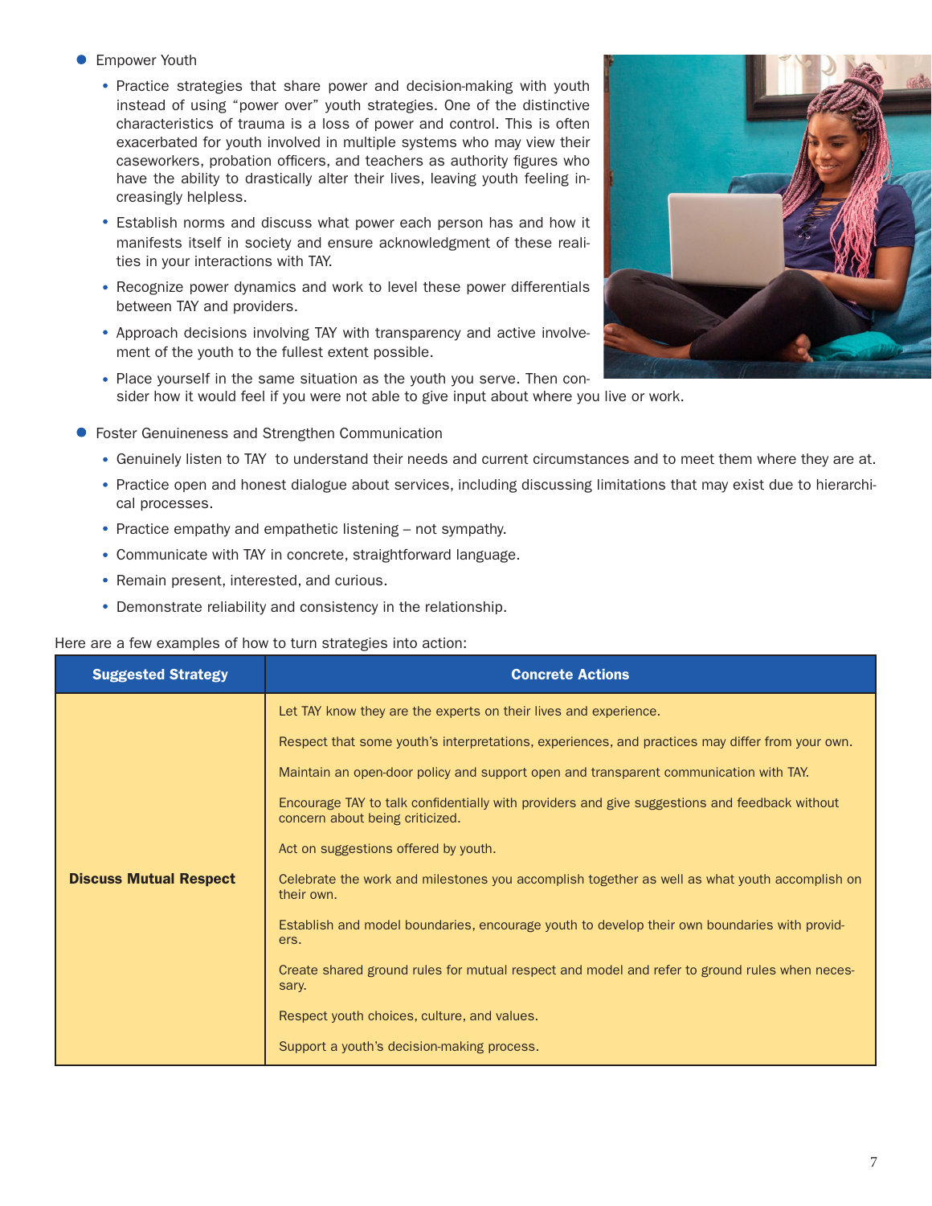- Empower Youth
  - Practice strategies that share power and decision-making with youth instead of using "power over" youth strategies. One of the distinctive characteristics of trauma is a loss of power and control. This is often exacerbated for youth involved in multiple systems who may view their caseworkers, probation officers, and teachers as authority figures who have the ability to drastically alter their lives, leaving youth feeling increasingly helpless.
  - Establish norms and discuss what power each person has and how it manifests itself in society and ensure acknowledgment of these realities in your interactions with TAY.
  - Recognize power dynamics and work to level these power differentials between TAY and providers.
  - Approach decisions involving TAY with transparency and active involvement of the youth to the fullest extent possible.
  - Place yourself in the same situation as the youth you serve. Then consider how it would feel if you were not able to give input about where you live or work.

- Foster Genuineness and Strengthen Communication
  - Genuinely listen to TAY to understand their needs and current circumstances and to meet them where they are at.
  - Practice open and honest dialogue about services, including discussing limitations that may exist due to hierarchical processes.
  - Practice empathy and empathetic listening – not sympathy.
  - Communicate with TAY in concrete, straightforward language.
  - Remain present, interested, and curious.
  - Demonstrate reliability and consistency in the relationship.

Here are a few examples of how to turn strategies into action:

| Suggested Strategy | Concrete Actions |
|---|---|
| **Discuss Mutual Respect** | Let TAY know they are the experts on their lives and experience. |
| | Respect that some youth's interpretations, experiences, and practices may differ from your own. |
| | Maintain an open-door policy and support open and transparent communication with TAY. |
| | Encourage TAY to talk confidentially with providers and give suggestions and feedback without concern about being criticized. |
| | Act on suggestions offered by youth. |
| | Celebrate the work and milestones you accomplish together as well as what youth accomplish on their own. |
| | Establish and model boundaries, encourage youth to develop their own boundaries with providers. |
| | Create shared ground rules for mutual respect and model and refer to ground rules when necessary. |
| | Respect youth choices, culture, and values. |
| | Support a youth's decision-making process. |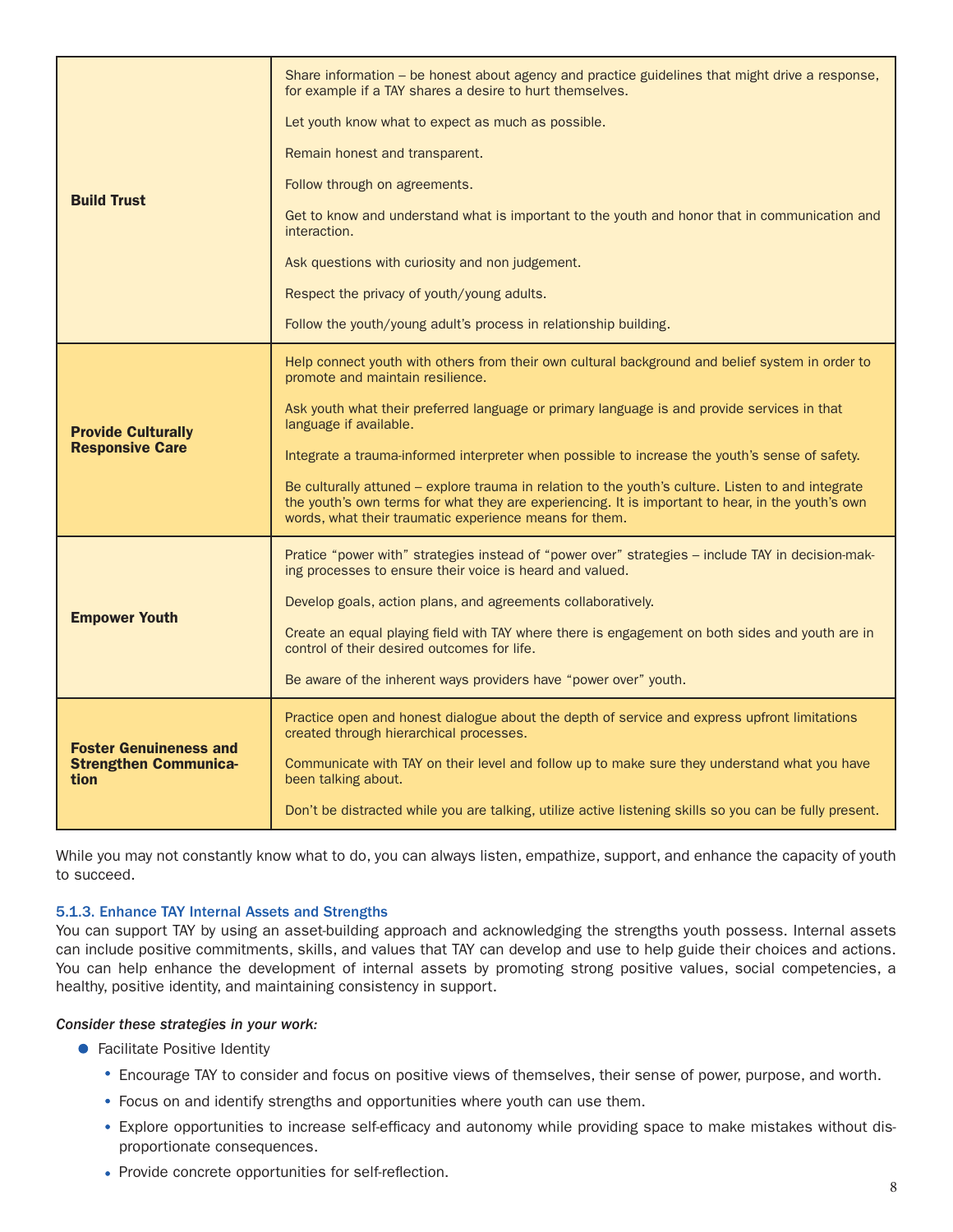| | |
|---|---|
| **Build Trust** | Share information – be honest about agency and practice guidelines that might drive a response, for example if a TAY shares a desire to hurt themselves.<br><br>Let youth know what to expect as much as possible.<br><br>Remain honest and transparent.<br><br>Follow through on agreements.<br><br>Get to know and understand what is important to the youth and honor that in communication and interaction.<br><br>Ask questions with curiosity and non judgement.<br><br>Respect the privacy of youth/young adults.<br><br>Follow the youth/young adult's process in relationship building. |
| **Provide Culturally Responsive Care** | Help connect youth with others from their own cultural background and belief system in order to promote and maintain resilience.<br><br>Ask youth what their preferred language or primary language is and provide services in that language if available.<br><br>Integrate a trauma-informed interpreter when possible to increase the youth's sense of safety.<br><br>Be culturally attuned – explore trauma in relation to the youth's culture. Listen to and integrate the youth's own terms for what they are experiencing. It is important to hear, in the youth's own words, what their traumatic experience means for them. |
| **Empower Youth** | Pratice "power with" strategies instead of "power over" strategies – include TAY in decision-making processes to ensure their voice is heard and valued.<br><br>Develop goals, action plans, and agreements collaboratively.<br><br>Create an equal playing field with TAY where there is engagement on both sides and youth are in control of their desired outcomes for life.<br><br>Be aware of the inherent ways providers have "power over" youth. |
| **Foster Genuineness and Strengthen Communication** | Practice open and honest dialogue about the depth of service and express upfront limitations created through hierarchical processes.<br><br>Communicate with TAY on their level and follow up to make sure they understand what you have been talking about.<br><br>Don't be distracted while you are talking, utilize active listening skills so you can be fully present. |

While you may not constantly know what to do, you can always listen, empathize, support, and enhance the capacity of youth to succeed.

#### 5.1.3. Enhance TAY Internal Assets and Strengths

You can support TAY by using an asset-building approach and acknowledging the strengths youth possess. Internal assets can include positive commitments, skills, and values that TAY can develop and use to help guide their choices and actions. You can help enhance the development of internal assets by promoting strong positive values, social competencies, a healthy, positive identity, and maintaining consistency in support.

***Consider these strategies in your work:***

- Facilitate Positive Identity
  - Encourage TAY to consider and focus on positive views of themselves, their sense of power, purpose, and worth.
  - Focus on and identify strengths and opportunities where youth can use them.
  - Explore opportunities to increase self-efficacy and autonomy while providing space to make mistakes without disproportionate consequences.
  - Provide concrete opportunities for self-reflection.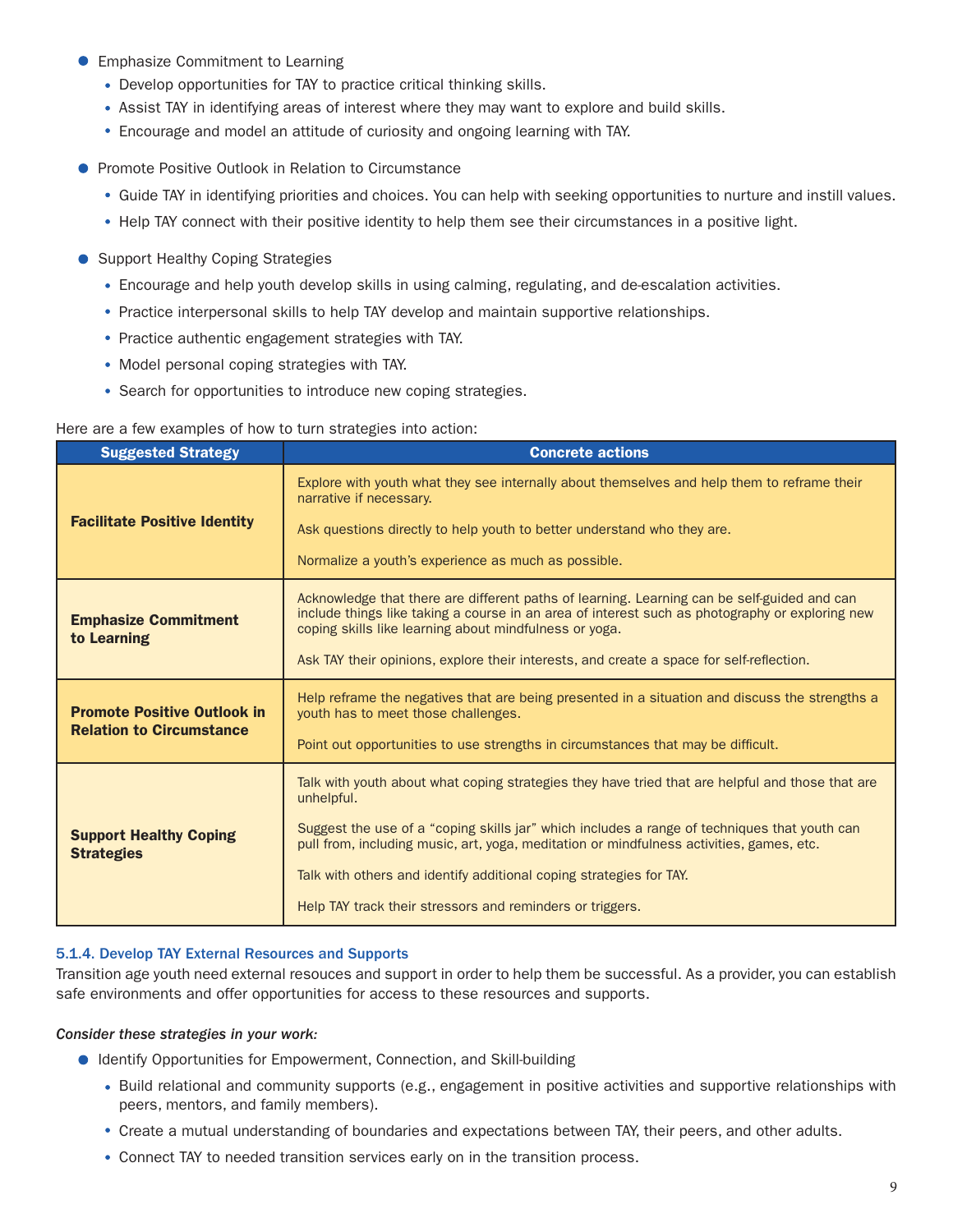- Emphasize Commitment to Learning
  - Develop opportunities for TAY to practice critical thinking skills.
  - Assist TAY in identifying areas of interest where they may want to explore and build skills.
  - Encourage and model an attitude of curiosity and ongoing learning with TAY.
- Promote Positive Outlook in Relation to Circumstance
  - Guide TAY in identifying priorities and choices. You can help with seeking opportunities to nurture and instill values.
  - Help TAY connect with their positive identity to help them see their circumstances in a positive light.
- Support Healthy Coping Strategies
  - Encourage and help youth develop skills in using calming, regulating, and de-escalation activities.
  - Practice interpersonal skills to help TAY develop and maintain supportive relationships.
  - Practice authentic engagement strategies with TAY.
  - Model personal coping strategies with TAY.
  - Search for opportunities to introduce new coping strategies.

Here are a few examples of how to turn strategies into action:

| Suggested Strategy | Concrete actions |
|---|---|
| **Facilitate Positive Identity** | Explore with youth what they see internally about themselves and help them to reframe their narrative if necessary.<br><br>Ask questions directly to help youth to better understand who they are.<br><br>Normalize a youth's experience as much as possible. |
| **Emphasize Commitment to Learning** | Acknowledge that there are different paths of learning. Learning can be self-guided and can include things like taking a course in an area of interest such as photography or exploring new coping skills like learning about mindfulness or yoga.<br><br>Ask TAY their opinions, explore their interests, and create a space for self-reflection. |
| **Promote Positive Outlook in Relation to Circumstance** | Help reframe the negatives that are being presented in a situation and discuss the strengths a youth has to meet those challenges.<br><br>Point out opportunities to use strengths in circumstances that may be difficult. |
| **Support Healthy Coping Strategies** | Talk with youth about what coping strategies they have tried that are helpful and those that are unhelpful.<br><br>Suggest the use of a "coping skills jar" which includes a range of techniques that youth can pull from, including music, art, yoga, meditation or mindfulness activities, games, etc.<br><br>Talk with others and identify additional coping strategies for TAY.<br><br>Help TAY track their stressors and reminders or triggers. |

#### 5.1.4. Develop TAY External Resources and Supports

Transition age youth need external resouces and support in order to help them be successful. As a provider, you can establish safe environments and offer opportunities for access to these resources and supports.

*Consider these strategies in your work:*

- Identify Opportunities for Empowerment, Connection, and Skill-building
  - Build relational and community supports (e.g., engagement in positive activities and supportive relationships with peers, mentors, and family members).
  - Create a mutual understanding of boundaries and expectations between TAY, their peers, and other adults.
  - Connect TAY to needed transition services early on in the transition process.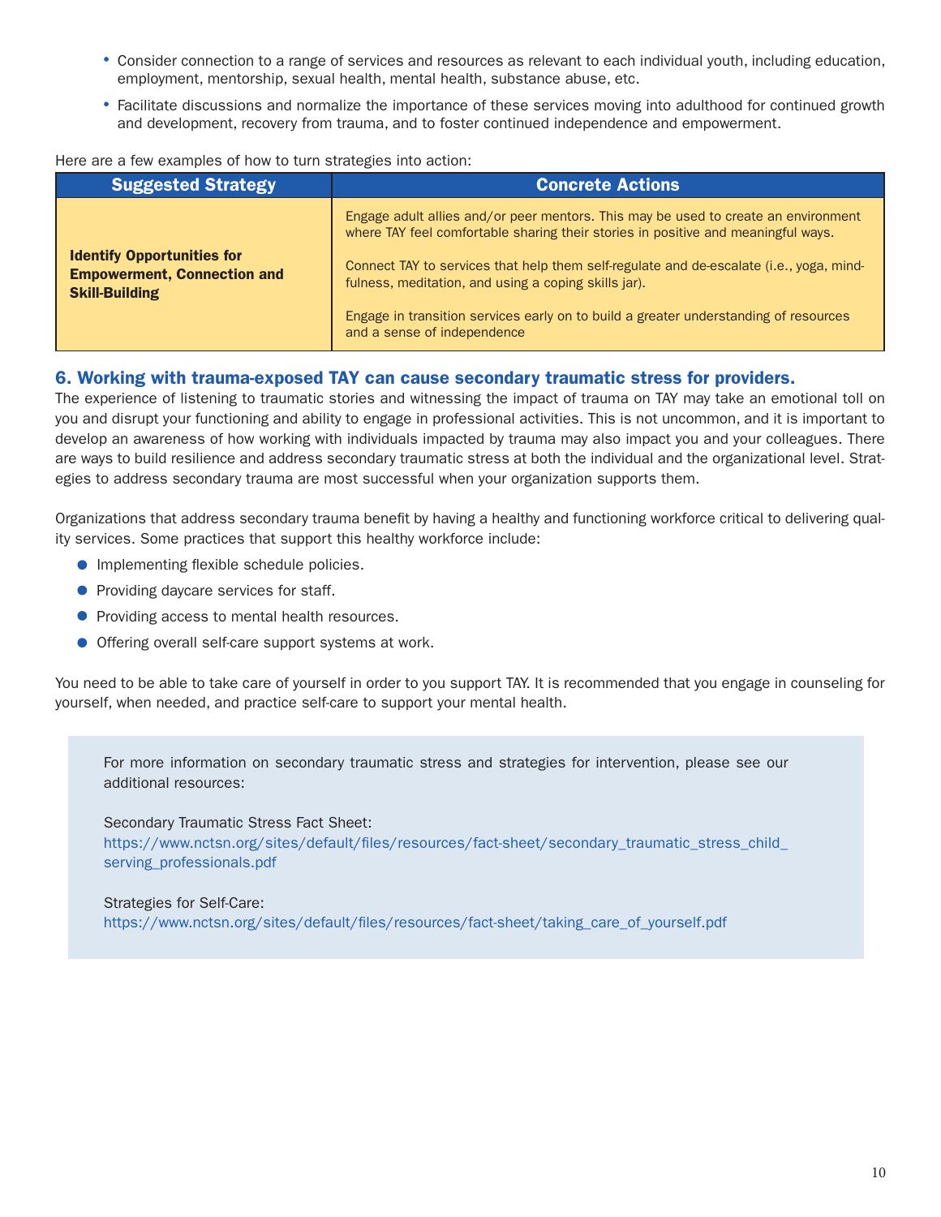- Consider connection to a range of services and resources as relevant to each individual youth, including education, employment, mentorship, sexual health, mental health, substance abuse, etc.
- Facilitate discussions and normalize the importance of these services moving into adulthood for continued growth and development, recovery from trauma, and to foster continued independence and empowerment.

Here are a few examples of how to turn strategies into action:

| Suggested Strategy | Concrete Actions |
|---|---|
| **Identify Opportunities for Empowerment, Connection and Skill-Building** | Engage adult allies and/or peer mentors. This may be used to create an environment where TAY feel comfortable sharing their stories in positive and meaningful ways.<br><br>Connect TAY to services that help them self-regulate and de-escalate (i.e., yoga, mindfulness, meditation, and using a coping skills jar).<br><br>Engage in transition services early on to build a greater understanding of resources and a sense of independence |

## 6. Working with trauma-exposed TAY can cause secondary traumatic stress for providers.

The experience of listening to traumatic stories and witnessing the impact of trauma on TAY may take an emotional toll on you and disrupt your functioning and ability to engage in professional activities. This is not uncommon, and it is important to develop an awareness of how working with individuals impacted by trauma may also impact you and your colleagues. There are ways to build resilience and address secondary traumatic stress at both the individual and the organizational level. Strategies to address secondary trauma are most successful when your organization supports them.

Organizations that address secondary trauma benefit by having a healthy and functioning workforce critical to delivering quality services. Some practices that support this healthy workforce include:

- Implementing flexible schedule policies.
- Providing daycare services for staff.
- Providing access to mental health resources.
- Offering overall self-care support systems at work.

You need to be able to take care of yourself in order to you support TAY. It is recommended that you engage in counseling for yourself, when needed, and practice self-care to support your mental health.

For more information on secondary traumatic stress and strategies for intervention, please see our additional resources:

Secondary Traumatic Stress Fact Sheet:
https://www.nctsn.org/sites/default/files/resources/fact-sheet/secondary_traumatic_stress_child_serving_professionals.pdf

Strategies for Self-Care:
https://www.nctsn.org/sites/default/files/resources/fact-sheet/taking_care_of_yourself.pdf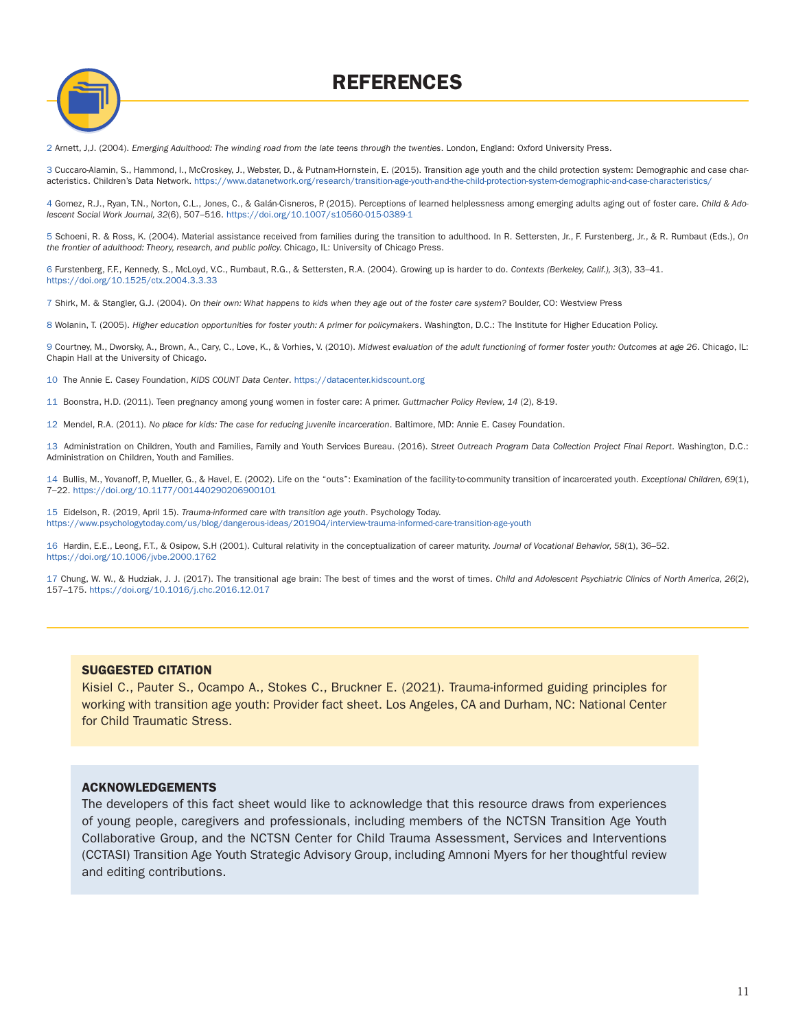# REFERENCES

2 Arnett, J,J. (2004). *Emerging Adulthood: The winding road from the late teens through the twenties*. London, England: Oxford University Press.

3 Cuccaro-Alamin, S., Hammond, I., McCroskey, J., Webster, D., & Putnam-Hornstein, E. (2015). Transition age youth and the child protection system: Demographic and case characteristics. Children's Data Network. https://www.datanetwork.org/research/transition-age-youth-and-the-child-protection-system-demographic-and-case-characteristics/

4 Gomez, R.J., Ryan, T.N., Norton, C.L., Jones, C., & Galán-Cisneros, P. (2015). Perceptions of learned helplessness among emerging adults aging out of foster care. *Child & Adolescent Social Work Journal, 32*(6), 507–516. https://doi.org/10.1007/s10560-015-0389-1

5 Schoeni, R. & Ross, K. (2004). Material assistance received from families during the transition to adulthood. In R. Settersten, Jr., F. Furstenberg, Jr., & R. Rumbaut (Eds.), *On the frontier of adulthood: Theory, research, and public policy.* Chicago, IL: University of Chicago Press.

6 Furstenberg, F.F., Kennedy, S., McLoyd, V.C., Rumbaut, R.G., & Settersten, R.A. (2004). Growing up is harder to do. *Contexts (Berkeley, Calif.), 3*(3), 33–41. https://doi.org/10.1525/ctx.2004.3.3.33

7 Shirk, M. & Stangler, G.J. (2004). *On their own: What happens to kids when they age out of the foster care system?* Boulder, CO: Westview Press

8 Wolanin, T. (2005). *Higher education opportunities for foster youth: A primer for policymakers*. Washington, D.C.: The Institute for Higher Education Policy.

9 Courtney, M., Dworsky, A., Brown, A., Cary, C., Love, K., & Vorhies, V. (2010). *Midwest evaluation of the adult functioning of former foster youth: Outcomes at age 26*. Chicago, IL: Chapin Hall at the University of Chicago.

10 The Annie E. Casey Foundation, *KIDS COUNT Data Center*. https://datacenter.kidscount.org

11 Boonstra, H.D. (2011). Teen pregnancy among young women in foster care: A primer. *Guttmacher Policy Review, 14* (2), 8-19.

12 Mendel, R.A. (2011). *No place for kids: The case for reducing juvenile incarceration*. Baltimore, MD: Annie E. Casey Foundation.

13 Administration on Children, Youth and Families, Family and Youth Services Bureau. (2016). *Street Outreach Program Data Collection Project Final Report*. Washington, D.C.: Administration on Children, Youth and Families.

14 Bullis, M., Yovanoff, P., Mueller, G., & Havel, E. (2002). Life on the "outs": Examination of the facility-to-community transition of incarcerated youth. *Exceptional Children, 69*(1), 7–22. https://doi.org/10.1177/001440290206900101

15 Eidelson, R. (2019, April 15). *Trauma-informed care with transition age youth*. Psychology Today. https://www.psychologytoday.com/us/blog/dangerous-ideas/201904/interview-trauma-informed-care-transition-age-youth

16 Hardin, E.E., Leong, F.T., & Osipow, S.H (2001). Cultural relativity in the conceptualization of career maturity. *Journal of Vocational Behavior, 58*(1), 36–52. https://doi.org/10.1006/jvbe.2000.1762

17 Chung, W. W., & Hudziak, J. J. (2017). The transitional age brain: The best of times and the worst of times. *Child and Adolescent Psychiatric Clinics of North America, 26*(2), 157–175. https://doi.org/10.1016/j.chc.2016.12.017

**SUGGESTED CITATION**

Kisiel C., Pauter S., Ocampo A., Stokes C., Bruckner E. (2021). Trauma-informed guiding principles for working with transition age youth: Provider fact sheet. Los Angeles, CA and Durham, NC: National Center for Child Traumatic Stress.

**ACKNOWLEDGEMENTS**

The developers of this fact sheet would like to acknowledge that this resource draws from experiences of young people, caregivers and professionals, including members of the NCTSN Transition Age Youth Collaborative Group, and the NCTSN Center for Child Trauma Assessment, Services and Interventions (CCTASI) Transition Age Youth Strategic Advisory Group, including Amnoni Myers for her thoughtful review and editing contributions.